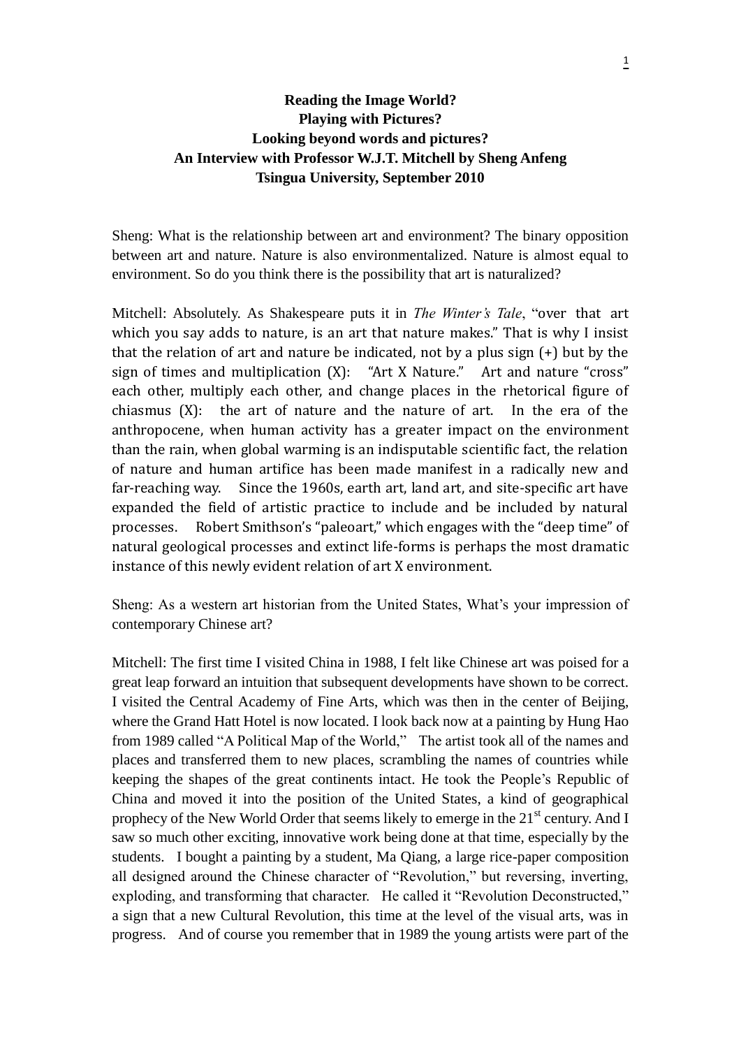**Reading the Image World?**
**Playing with Pictures?**
**Looking beyond words and pictures?**
**An Interview with Professor W.J.T. Mitchell by Sheng Anfeng**
**Tsingua University, September 2010**

Sheng: What is the relationship between art and environment? The binary opposition between art and nature. Nature is also environmentalized. Nature is almost equal to environment. So do you think there is the possibility that art is naturalized?

Mitchell: Absolutely. As Shakespeare puts it in *The Winter's Tale*, "over that art which you say adds to nature, is an art that nature makes." That is why I insist that the relation of art and nature be indicated, not by a plus sign (+) but by the sign of times and multiplication (X): "Art X Nature." Art and nature "cross" each other, multiply each other, and change places in the rhetorical figure of chiasmus (X): the art of nature and the nature of art. In the era of the anthropocene, when human activity has a greater impact on the environment than the rain, when global warming is an indisputable scientific fact, the relation of nature and human artifice has been made manifest in a radically new and far-reaching way. Since the 1960s, earth art, land art, and site-specific art have expanded the field of artistic practice to include and be included by natural processes. Robert Smithson's "paleoart," which engages with the "deep time" of natural geological processes and extinct life-forms is perhaps the most dramatic instance of this newly evident relation of art X environment.

Sheng: As a western art historian from the United States, What's your impression of contemporary Chinese art?

Mitchell: The first time I visited China in 1988, I felt like Chinese art was poised for a great leap forward an intuition that subsequent developments have shown to be correct. I visited the Central Academy of Fine Arts, which was then in the center of Beijing, where the Grand Hatt Hotel is now located. I look back now at a painting by Hung Hao from 1989 called "A Political Map of the World," The artist took all of the names and places and transferred them to new places, scrambling the names of countries while keeping the shapes of the great continents intact. He took the People's Republic of China and moved it into the position of the United States, a kind of geographical prophecy of the New World Order that seems likely to emerge in the 21st century. And I saw so much other exciting, innovative work being done at that time, especially by the students. I bought a painting by a student, Ma Qiang, a large rice-paper composition all designed around the Chinese character of "Revolution," but reversing, inverting, exploding, and transforming that character. He called it "Revolution Deconstructed," a sign that a new Cultural Revolution, this time at the level of the visual arts, was in progress. And of course you remember that in 1989 the young artists were part of the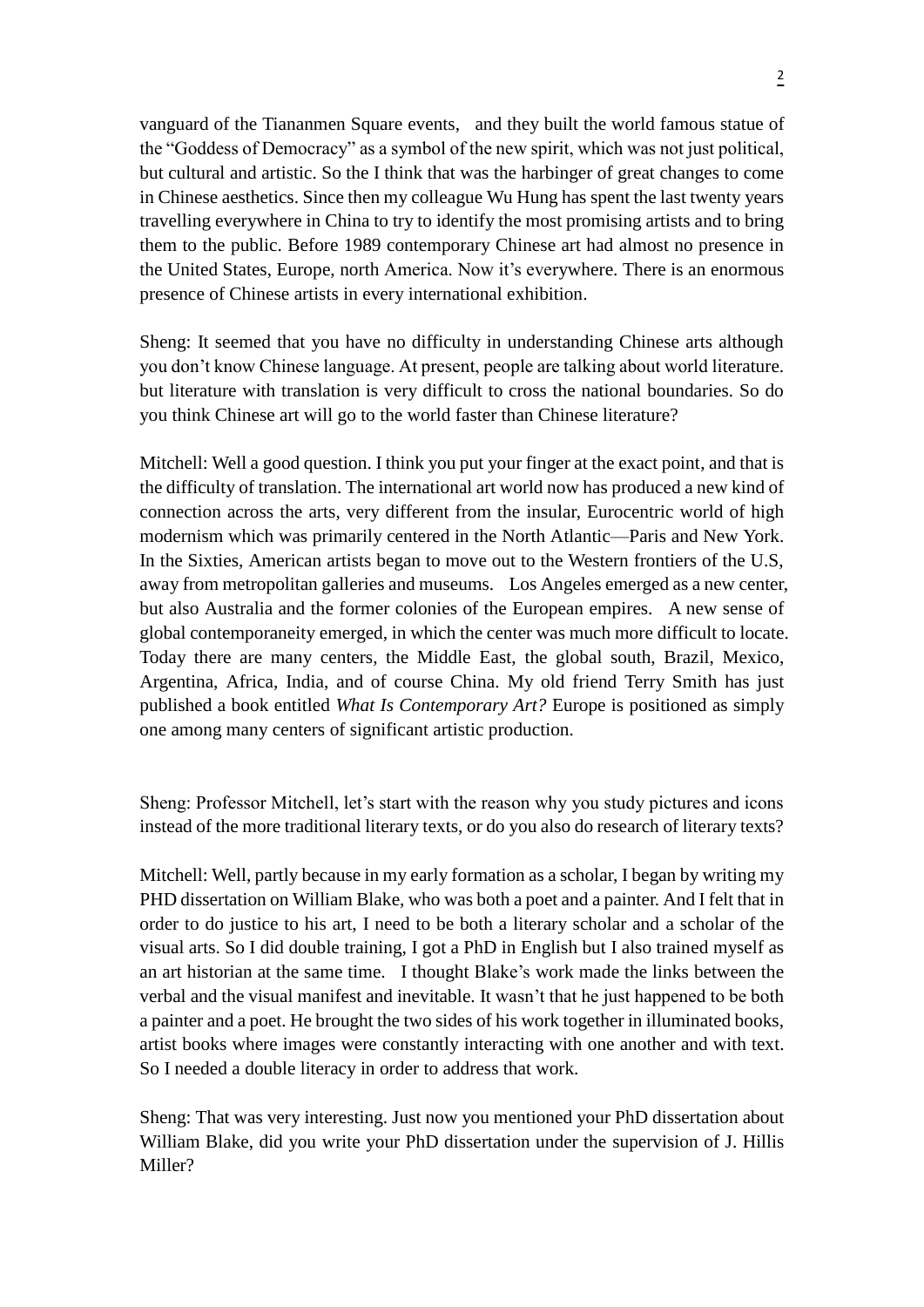vanguard of the Tiananmen Square events, and they built the world famous statue of the "Goddess of Democracy" as a symbol of the new spirit, which was not just political, but cultural and artistic. So the I think that was the harbinger of great changes to come in Chinese aesthetics. Since then my colleague Wu Hung has spent the last twenty years travelling everywhere in China to try to identify the most promising artists and to bring them to the public. Before 1989 contemporary Chinese art had almost no presence in the United States, Europe, north America. Now it's everywhere. There is an enormous presence of Chinese artists in every international exhibition.

Sheng: It seemed that you have no difficulty in understanding Chinese arts although you don't know Chinese language. At present, people are talking about world literature. but literature with translation is very difficult to cross the national boundaries. So do you think Chinese art will go to the world faster than Chinese literature?

Mitchell: Well a good question. I think you put your finger at the exact point, and that is the difficulty of translation. The international art world now has produced a new kind of connection across the arts, very different from the insular, Eurocentric world of high modernism which was primarily centered in the North Atlantic—Paris and New York. In the Sixties, American artists began to move out to the Western frontiers of the U.S, away from metropolitan galleries and museums. Los Angeles emerged as a new center, but also Australia and the former colonies of the European empires. A new sense of global contemporaneity emerged, in which the center was much more difficult to locate. Today there are many centers, the Middle East, the global south, Brazil, Mexico, Argentina, Africa, India, and of course China. My old friend Terry Smith has just published a book entitled *What Is Contemporary Art?* Europe is positioned as simply one among many centers of significant artistic production.

Sheng: Professor Mitchell, let's start with the reason why you study pictures and icons instead of the more traditional literary texts, or do you also do research of literary texts?

Mitchell: Well, partly because in my early formation as a scholar, I began by writing my PHD dissertation on William Blake, who was both a poet and a painter. And I felt that in order to do justice to his art, I need to be both a literary scholar and a scholar of the visual arts. So I did double training, I got a PhD in English but I also trained myself as an art historian at the same time. I thought Blake's work made the links between the verbal and the visual manifest and inevitable. It wasn't that he just happened to be both a painter and a poet. He brought the two sides of his work together in illuminated books, artist books where images were constantly interacting with one another and with text. So I needed a double literacy in order to address that work.

Sheng: That was very interesting. Just now you mentioned your PhD dissertation about William Blake, did you write your PhD dissertation under the supervision of J. Hillis Miller?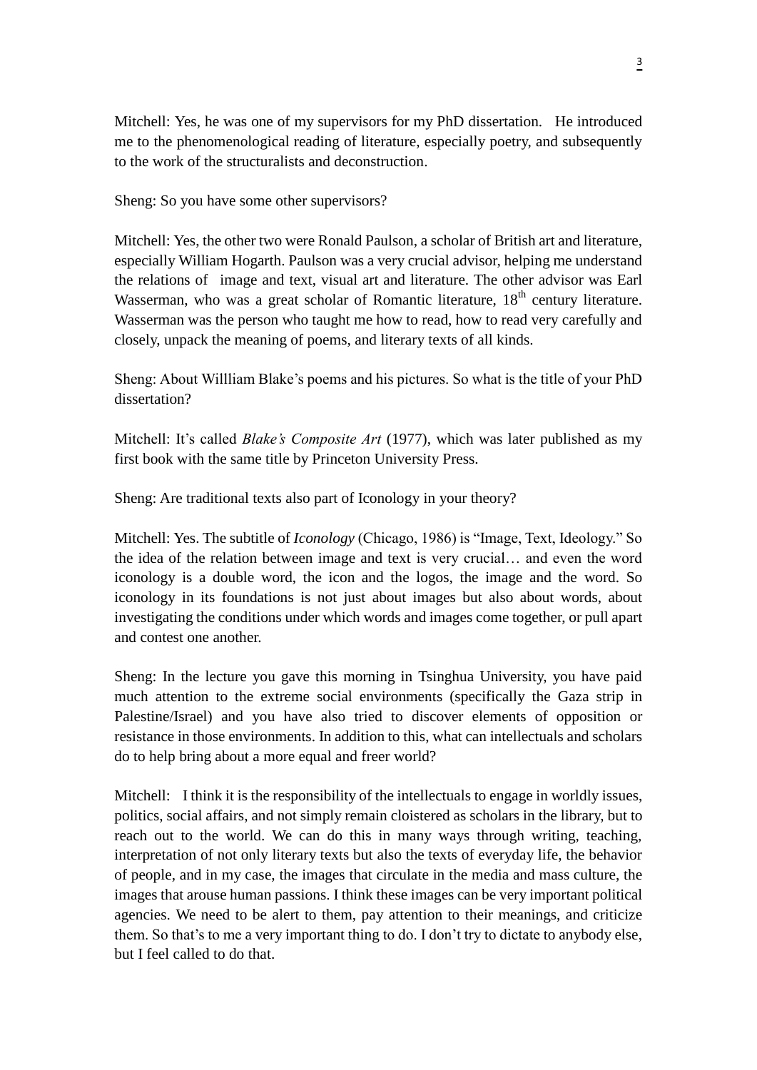Mitchell: Yes, he was one of my supervisors for my PhD dissertation. He introduced me to the phenomenological reading of literature, especially poetry, and subsequently to the work of the structuralists and deconstruction.

Sheng: So you have some other supervisors?

Mitchell: Yes, the other two were Ronald Paulson, a scholar of British art and literature, especially William Hogarth. Paulson was a very crucial advisor, helping me understand the relations of image and text, visual art and literature. The other advisor was Earl Wasserman, who was a great scholar of Romantic literature, $18^{th}$ century literature. Wasserman was the person who taught me how to read, how to read very carefully and closely, unpack the meaning of poems, and literary texts of all kinds.

Sheng: About Willliam Blake's poems and his pictures. So what is the title of your PhD dissertation?

Mitchell: It's called *Blake's Composite Art* (1977), which was later published as my first book with the same title by Princeton University Press.

Sheng: Are traditional texts also part of Iconology in your theory?

Mitchell: Yes. The subtitle of *Iconology* (Chicago, 1986) is "Image, Text, Ideology." So the idea of the relation between image and text is very crucial… and even the word iconology is a double word, the icon and the logos, the image and the word. So iconology in its foundations is not just about images but also about words, about investigating the conditions under which words and images come together, or pull apart and contest one another.

Sheng: In the lecture you gave this morning in Tsinghua University, you have paid much attention to the extreme social environments (specifically the Gaza strip in Palestine/Israel) and you have also tried to discover elements of opposition or resistance in those environments. In addition to this, what can intellectuals and scholars do to help bring about a more equal and freer world?

Mitchell: I think it is the responsibility of the intellectuals to engage in worldly issues, politics, social affairs, and not simply remain cloistered as scholars in the library, but to reach out to the world. We can do this in many ways through writing, teaching, interpretation of not only literary texts but also the texts of everyday life, the behavior of people, and in my case, the images that circulate in the media and mass culture, the images that arouse human passions. I think these images can be very important political agencies. We need to be alert to them, pay attention to their meanings, and criticize them. So that's to me a very important thing to do. I don't try to dictate to anybody else, but I feel called to do that.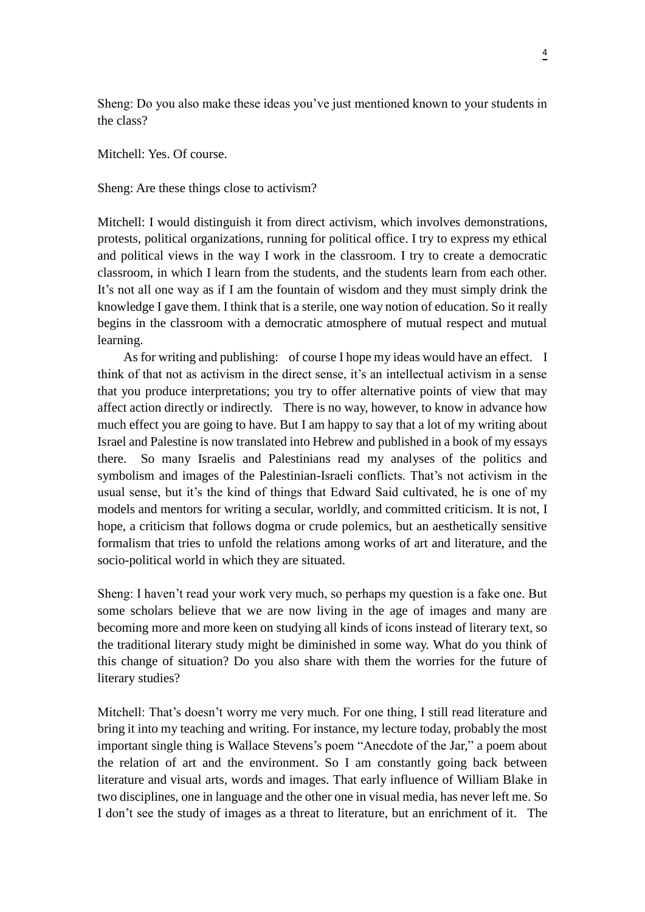Sheng: Do you also make these ideas you've just mentioned known to your students in the class?

Mitchell: Yes. Of course.

Sheng: Are these things close to activism?

Mitchell: I would distinguish it from direct activism, which involves demonstrations, protests, political organizations, running for political office. I try to express my ethical and political views in the way I work in the classroom. I try to create a democratic classroom, in which I learn from the students, and the students learn from each other. It's not all one way as if I am the fountain of wisdom and they must simply drink the knowledge I gave them. I think that is a sterile, one way notion of education. So it really begins in the classroom with a democratic atmosphere of mutual respect and mutual learning.

As for writing and publishing: of course I hope my ideas would have an effect. I think of that not as activism in the direct sense, it's an intellectual activism in a sense that you produce interpretations; you try to offer alternative points of view that may affect action directly or indirectly. There is no way, however, to know in advance how much effect you are going to have. But I am happy to say that a lot of my writing about Israel and Palestine is now translated into Hebrew and published in a book of my essays there. So many Israelis and Palestinians read my analyses of the politics and symbolism and images of the Palestinian-Israeli conflicts. That's not activism in the usual sense, but it's the kind of things that Edward Said cultivated, he is one of my models and mentors for writing a secular, worldly, and committed criticism. It is not, I hope, a criticism that follows dogma or crude polemics, but an aesthetically sensitive formalism that tries to unfold the relations among works of art and literature, and the socio-political world in which they are situated.

Sheng: I haven't read your work very much, so perhaps my question is a fake one. But some scholars believe that we are now living in the age of images and many are becoming more and more keen on studying all kinds of icons instead of literary text, so the traditional literary study might be diminished in some way. What do you think of this change of situation? Do you also share with them the worries for the future of literary studies?

Mitchell: That's doesn't worry me very much. For one thing, I still read literature and bring it into my teaching and writing. For instance, my lecture today, probably the most important single thing is Wallace Stevens's poem "Anecdote of the Jar," a poem about the relation of art and the environment. So I am constantly going back between literature and visual arts, words and images. That early influence of William Blake in two disciplines, one in language and the other one in visual media, has never left me. So I don't see the study of images as a threat to literature, but an enrichment of it. The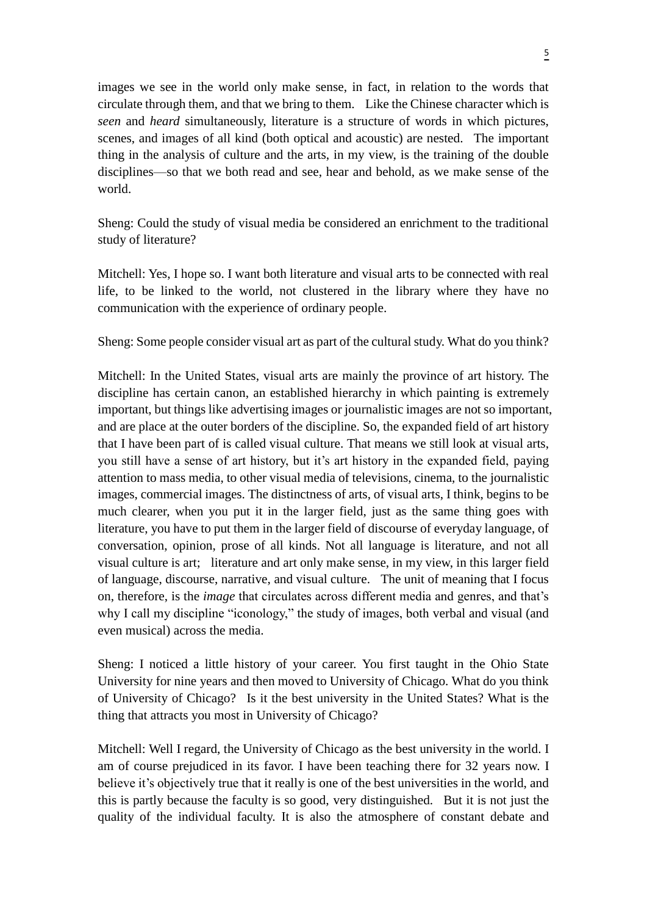images we see in the world only make sense, in fact, in relation to the words that circulate through them, and that we bring to them. Like the Chinese character which is *seen* and *heard* simultaneously, literature is a structure of words in which pictures, scenes, and images of all kind (both optical and acoustic) are nested. The important thing in the analysis of culture and the arts, in my view, is the training of the double disciplines—so that we both read and see, hear and behold, as we make sense of the world.

Sheng: Could the study of visual media be considered an enrichment to the traditional study of literature?

Mitchell: Yes, I hope so. I want both literature and visual arts to be connected with real life, to be linked to the world, not clustered in the library where they have no communication with the experience of ordinary people.

Sheng: Some people consider visual art as part of the cultural study. What do you think?

Mitchell: In the United States, visual arts are mainly the province of art history. The discipline has certain canon, an established hierarchy in which painting is extremely important, but things like advertising images or journalistic images are not so important, and are place at the outer borders of the discipline. So, the expanded field of art history that I have been part of is called visual culture. That means we still look at visual arts, you still have a sense of art history, but it's art history in the expanded field, paying attention to mass media, to other visual media of televisions, cinema, to the journalistic images, commercial images. The distinctness of arts, of visual arts, I think, begins to be much clearer, when you put it in the larger field, just as the same thing goes with literature, you have to put them in the larger field of discourse of everyday language, of conversation, opinion, prose of all kinds. Not all language is literature, and not all visual culture is art; literature and art only make sense, in my view, in this larger field of language, discourse, narrative, and visual culture. The unit of meaning that I focus on, therefore, is the *image* that circulates across different media and genres, and that's why I call my discipline "iconology," the study of images, both verbal and visual (and even musical) across the media.

Sheng: I noticed a little history of your career. You first taught in the Ohio State University for nine years and then moved to University of Chicago. What do you think of University of Chicago? Is it the best university in the United States? What is the thing that attracts you most in University of Chicago?

Mitchell: Well I regard, the University of Chicago as the best university in the world. I am of course prejudiced in its favor. I have been teaching there for 32 years now. I believe it's objectively true that it really is one of the best universities in the world, and this is partly because the faculty is so good, very distinguished. But it is not just the quality of the individual faculty. It is also the atmosphere of constant debate and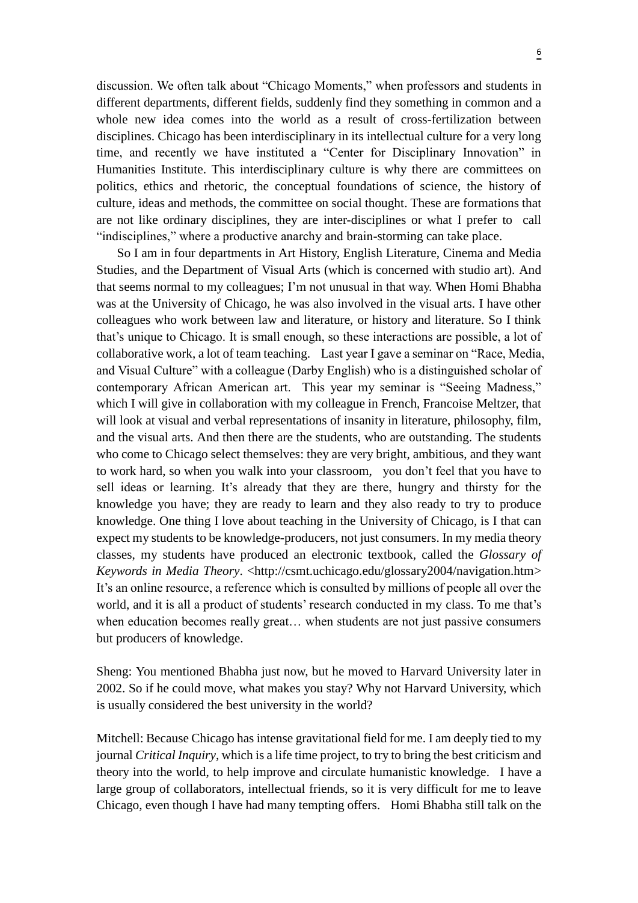discussion. We often talk about "Chicago Moments," when professors and students in different departments, different fields, suddenly find they something in common and a whole new idea comes into the world as a result of cross-fertilization between disciplines. Chicago has been interdisciplinary in its intellectual culture for a very long time, and recently we have instituted a "Center for Disciplinary Innovation" in Humanities Institute. This interdisciplinary culture is why there are committees on politics, ethics and rhetoric, the conceptual foundations of science, the history of culture, ideas and methods, the committee on social thought. These are formations that are not like ordinary disciplines, they are inter-disciplines or what I prefer to call "indisciplines," where a productive anarchy and brain-storming can take place.

So I am in four departments in Art History, English Literature, Cinema and Media Studies, and the Department of Visual Arts (which is concerned with studio art). And that seems normal to my colleagues; I'm not unusual in that way. When Homi Bhabha was at the University of Chicago, he was also involved in the visual arts. I have other colleagues who work between law and literature, or history and literature. So I think that's unique to Chicago. It is small enough, so these interactions are possible, a lot of collaborative work, a lot of team teaching. Last year I gave a seminar on "Race, Media, and Visual Culture" with a colleague (Darby English) who is a distinguished scholar of contemporary African American art. This year my seminar is "Seeing Madness," which I will give in collaboration with my colleague in French, Francoise Meltzer, that will look at visual and verbal representations of insanity in literature, philosophy, film, and the visual arts. And then there are the students, who are outstanding. The students who come to Chicago select themselves: they are very bright, ambitious, and they want to work hard, so when you walk into your classroom, you don't feel that you have to sell ideas or learning. It's already that they are there, hungry and thirsty for the knowledge you have; they are ready to learn and they also ready to try to produce knowledge. One thing I love about teaching in the University of Chicago, is I that can expect my students to be knowledge-producers, not just consumers. In my media theory classes, my students have produced an electronic textbook, called the *Glossary of Keywords in Media Theory*. <http://csmt.uchicago.edu/glossary2004/navigation.htm> It's an online resource, a reference which is consulted by millions of people all over the world, and it is all a product of students' research conducted in my class. To me that's when education becomes really great… when students are not just passive consumers but producers of knowledge.

Sheng: You mentioned Bhabha just now, but he moved to Harvard University later in 2002. So if he could move, what makes you stay? Why not Harvard University, which is usually considered the best university in the world?

Mitchell: Because Chicago has intense gravitational field for me. I am deeply tied to my journal *Critical Inquiry*, which is a life time project, to try to bring the best criticism and theory into the world, to help improve and circulate humanistic knowledge. I have a large group of collaborators, intellectual friends, so it is very difficult for me to leave Chicago, even though I have had many tempting offers. Homi Bhabha still talk on the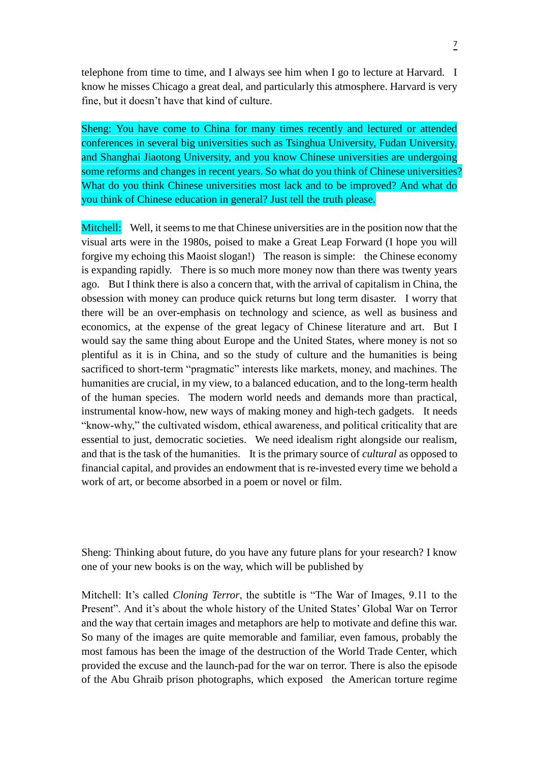telephone from time to time, and I always see him when I go to lecture at Harvard. I know he misses Chicago a great deal, and particularly this atmosphere. Harvard is very fine, but it doesn't have that kind of culture.

Sheng: You have come to China for many times recently and lectured or attended conferences in several big universities such as Tsinghua University, Fudan University, and Shanghai Jiaotong University, and you know Chinese universities are undergoing some reforms and changes in recent years. So what do you think of Chinese universities? What do you think Chinese universities most lack and to be improved? And what do you think of Chinese education in general? Just tell the truth please.

Mitchell: Well, it seems to me that Chinese universities are in the position now that the visual arts were in the 1980s, poised to make a Great Leap Forward (I hope you will forgive my echoing this Maoist slogan!) The reason is simple: the Chinese economy is expanding rapidly. There is so much more money now than there was twenty years ago. But I think there is also a concern that, with the arrival of capitalism in China, the obsession with money can produce quick returns but long term disaster. I worry that there will be an over-emphasis on technology and science, as well as business and economics, at the expense of the great legacy of Chinese literature and art. But I would say the same thing about Europe and the United States, where money is not so plentiful as it is in China, and so the study of culture and the humanities is being sacrificed to short-term "pragmatic" interests like markets, money, and machines. The humanities are crucial, in my view, to a balanced education, and to the long-term health of the human species. The modern world needs and demands more than practical, instrumental know-how, new ways of making money and high-tech gadgets. It needs "know-why," the cultivated wisdom, ethical awareness, and political criticality that are essential to just, democratic societies. We need idealism right alongside our realism, and that is the task of the humanities. It is the primary source of *cultural* as opposed to financial capital, and provides an endowment that is re-invested every time we behold a work of art, or become absorbed in a poem or novel or film.

Sheng: Thinking about future, do you have any future plans for your research? I know one of your new books is on the way, which will be published by

Mitchell: It's called *Cloning Terror*, the subtitle is "The War of Images, 9.11 to the Present". And it's about the whole history of the United States' Global War on Terror and the way that certain images and metaphors are help to motivate and define this war. So many of the images are quite memorable and familiar, even famous, probably the most famous has been the image of the destruction of the World Trade Center, which provided the excuse and the launch-pad for the war on terror. There is also the episode of the Abu Ghraib prison photographs, which exposed the American torture regime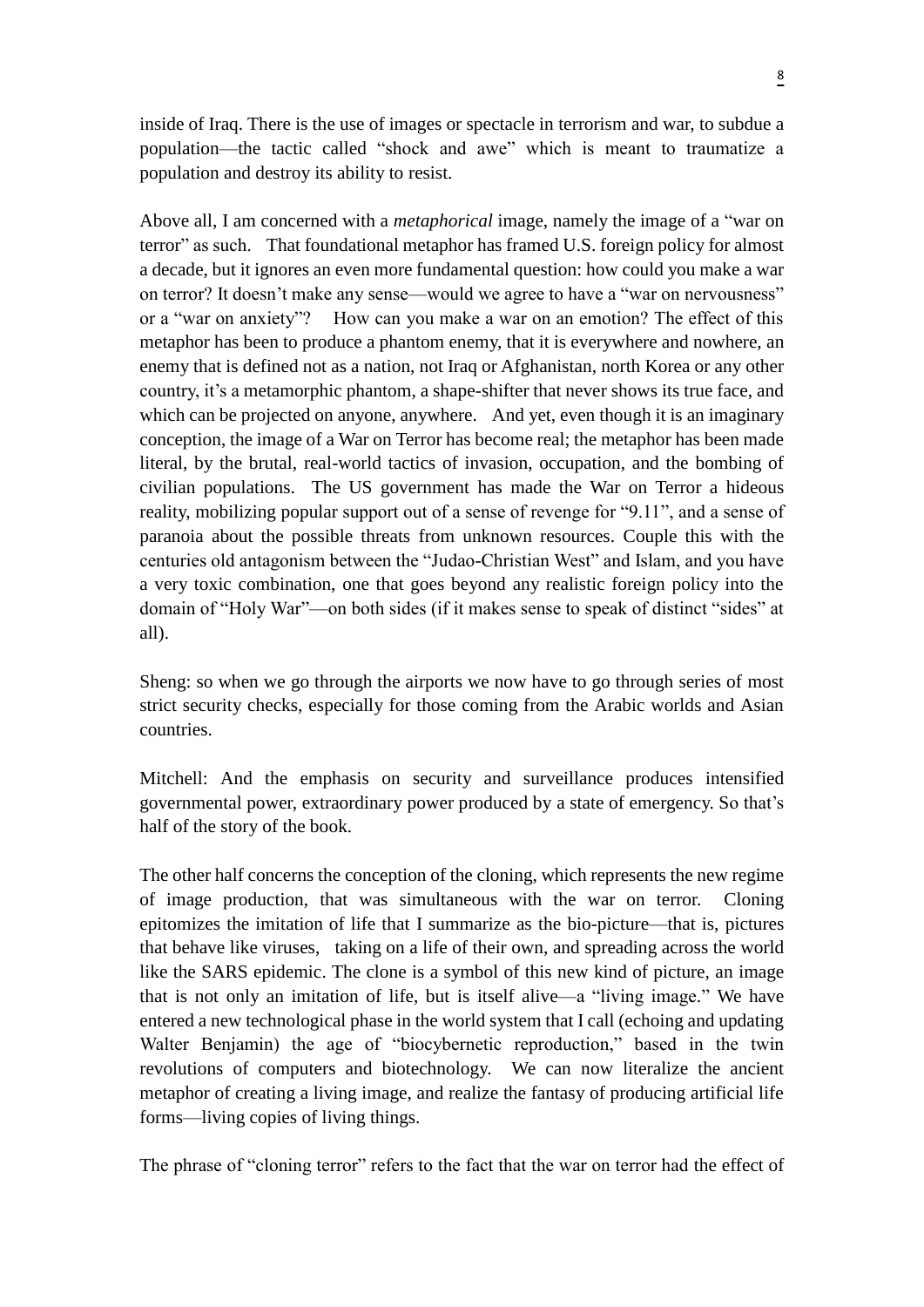inside of Iraq. There is the use of images or spectacle in terrorism and war, to subdue a population—the tactic called "shock and awe" which is meant to traumatize a population and destroy its ability to resist.

Above all, I am concerned with a *metaphorical* image, namely the image of a "war on terror" as such. That foundational metaphor has framed U.S. foreign policy for almost a decade, but it ignores an even more fundamental question: how could you make a war on terror? It doesn't make any sense—would we agree to have a "war on nervousness" or a "war on anxiety"? How can you make a war on an emotion? The effect of this metaphor has been to produce a phantom enemy, that it is everywhere and nowhere, an enemy that is defined not as a nation, not Iraq or Afghanistan, north Korea or any other country, it's a metamorphic phantom, a shape-shifter that never shows its true face, and which can be projected on anyone, anywhere. And yet, even though it is an imaginary conception, the image of a War on Terror has become real; the metaphor has been made literal, by the brutal, real-world tactics of invasion, occupation, and the bombing of civilian populations. The US government has made the War on Terror a hideous reality, mobilizing popular support out of a sense of revenge for "9.11", and a sense of paranoia about the possible threats from unknown resources. Couple this with the centuries old antagonism between the "Judao-Christian West" and Islam, and you have a very toxic combination, one that goes beyond any realistic foreign policy into the domain of "Holy War"—on both sides (if it makes sense to speak of distinct "sides" at all).

Sheng: so when we go through the airports we now have to go through series of most strict security checks, especially for those coming from the Arabic worlds and Asian countries.

Mitchell: And the emphasis on security and surveillance produces intensified governmental power, extraordinary power produced by a state of emergency. So that's half of the story of the book.

The other half concerns the conception of the cloning, which represents the new regime of image production, that was simultaneous with the war on terror. Cloning epitomizes the imitation of life that I summarize as the bio-picture—that is, pictures that behave like viruses, taking on a life of their own, and spreading across the world like the SARS epidemic. The clone is a symbol of this new kind of picture, an image that is not only an imitation of life, but is itself alive—a "living image." We have entered a new technological phase in the world system that I call (echoing and updating Walter Benjamin) the age of "biocybernetic reproduction," based in the twin revolutions of computers and biotechnology. We can now literalize the ancient metaphor of creating a living image, and realize the fantasy of producing artificial life forms—living copies of living things.

The phrase of "cloning terror" refers to the fact that the war on terror had the effect of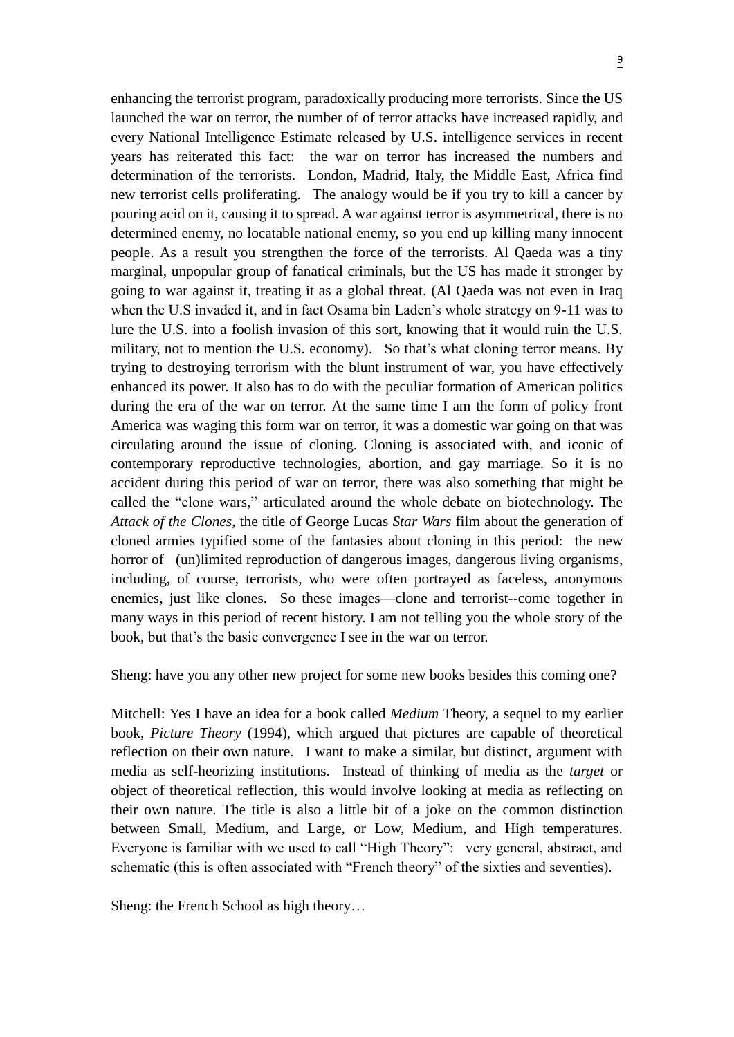enhancing the terrorist program, paradoxically producing more terrorists. Since the US launched the war on terror, the number of of terror attacks have increased rapidly, and every National Intelligence Estimate released by U.S. intelligence services in recent years has reiterated this fact: the war on terror has increased the numbers and determination of the terrorists. London, Madrid, Italy, the Middle East, Africa find new terrorist cells proliferating. The analogy would be if you try to kill a cancer by pouring acid on it, causing it to spread. A war against terror is asymmetrical, there is no determined enemy, no locatable national enemy, so you end up killing many innocent people. As a result you strengthen the force of the terrorists. Al Qaeda was a tiny marginal, unpopular group of fanatical criminals, but the US has made it stronger by going to war against it, treating it as a global threat. (Al Qaeda was not even in Iraq when the U.S invaded it, and in fact Osama bin Laden's whole strategy on 9-11 was to lure the U.S. into a foolish invasion of this sort, knowing that it would ruin the U.S. military, not to mention the U.S. economy). So that's what cloning terror means. By trying to destroying terrorism with the blunt instrument of war, you have effectively enhanced its power. It also has to do with the peculiar formation of American politics during the era of the war on terror. At the same time I am the form of policy front America was waging this form war on terror, it was a domestic war going on that was circulating around the issue of cloning. Cloning is associated with, and iconic of contemporary reproductive technologies, abortion, and gay marriage. So it is no accident during this period of war on terror, there was also something that might be called the "clone wars," articulated around the whole debate on biotechnology. The *Attack of the Clones*, the title of George Lucas *Star Wars* film about the generation of cloned armies typified some of the fantasies about cloning in this period: the new horror of (un)limited reproduction of dangerous images, dangerous living organisms, including, of course, terrorists, who were often portrayed as faceless, anonymous enemies, just like clones. So these images—clone and terrorist--come together in many ways in this period of recent history. I am not telling you the whole story of the book, but that's the basic convergence I see in the war on terror.

Sheng: have you any other new project for some new books besides this coming one?

Mitchell: Yes I have an idea for a book called *Medium* Theory, a sequel to my earlier book, *Picture Theory* (1994), which argued that pictures are capable of theoretical reflection on their own nature. I want to make a similar, but distinct, argument with media as self-heorizing institutions. Instead of thinking of media as the *target* or object of theoretical reflection, this would involve looking at media as reflecting on their own nature. The title is also a little bit of a joke on the common distinction between Small, Medium, and Large, or Low, Medium, and High temperatures. Everyone is familiar with we used to call "High Theory": very general, abstract, and schematic (this is often associated with "French theory" of the sixties and seventies).

Sheng: the French School as high theory…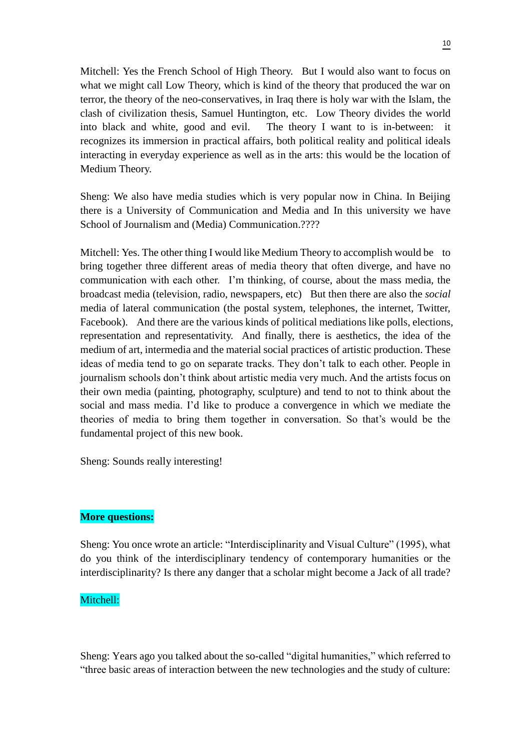Mitchell: Yes the French School of High Theory. But I would also want to focus on what we might call Low Theory, which is kind of the theory that produced the war on terror, the theory of the neo-conservatives, in Iraq there is holy war with the Islam, the clash of civilization thesis, Samuel Huntington, etc. Low Theory divides the world into black and white, good and evil. The theory I want to is in-between: it recognizes its immersion in practical affairs, both political reality and political ideals interacting in everyday experience as well as in the arts: this would be the location of Medium Theory.

Sheng: We also have media studies which is very popular now in China. In Beijing there is a University of Communication and Media and In this university we have School of Journalism and (Media) Communication.????

Mitchell: Yes. The other thing I would like Medium Theory to accomplish would be to bring together three different areas of media theory that often diverge, and have no communication with each other. I'm thinking, of course, about the mass media, the broadcast media (television, radio, newspapers, etc) But then there are also the *social* media of lateral communication (the postal system, telephones, the internet, Twitter, Facebook). And there are the various kinds of political mediations like polls, elections, representation and representativity. And finally, there is aesthetics, the idea of the medium of art, intermedia and the material social practices of artistic production. These ideas of media tend to go on separate tracks. They don't talk to each other. People in journalism schools don't think about artistic media very much. And the artists focus on their own media (painting, photography, sculpture) and tend to not to think about the social and mass media. I'd like to produce a convergence in which we mediate the theories of media to bring them together in conversation. So that's would be the fundamental project of this new book.

Sheng: Sounds really interesting!

**More questions:**

Sheng: You once wrote an article: "Interdisciplinarity and Visual Culture" (1995), what do you think of the interdisciplinary tendency of contemporary humanities or the interdisciplinarity? Is there any danger that a scholar might become a Jack of all trade?

Mitchell:

Sheng: Years ago you talked about the so-called "digital humanities," which referred to "three basic areas of interaction between the new technologies and the study of culture: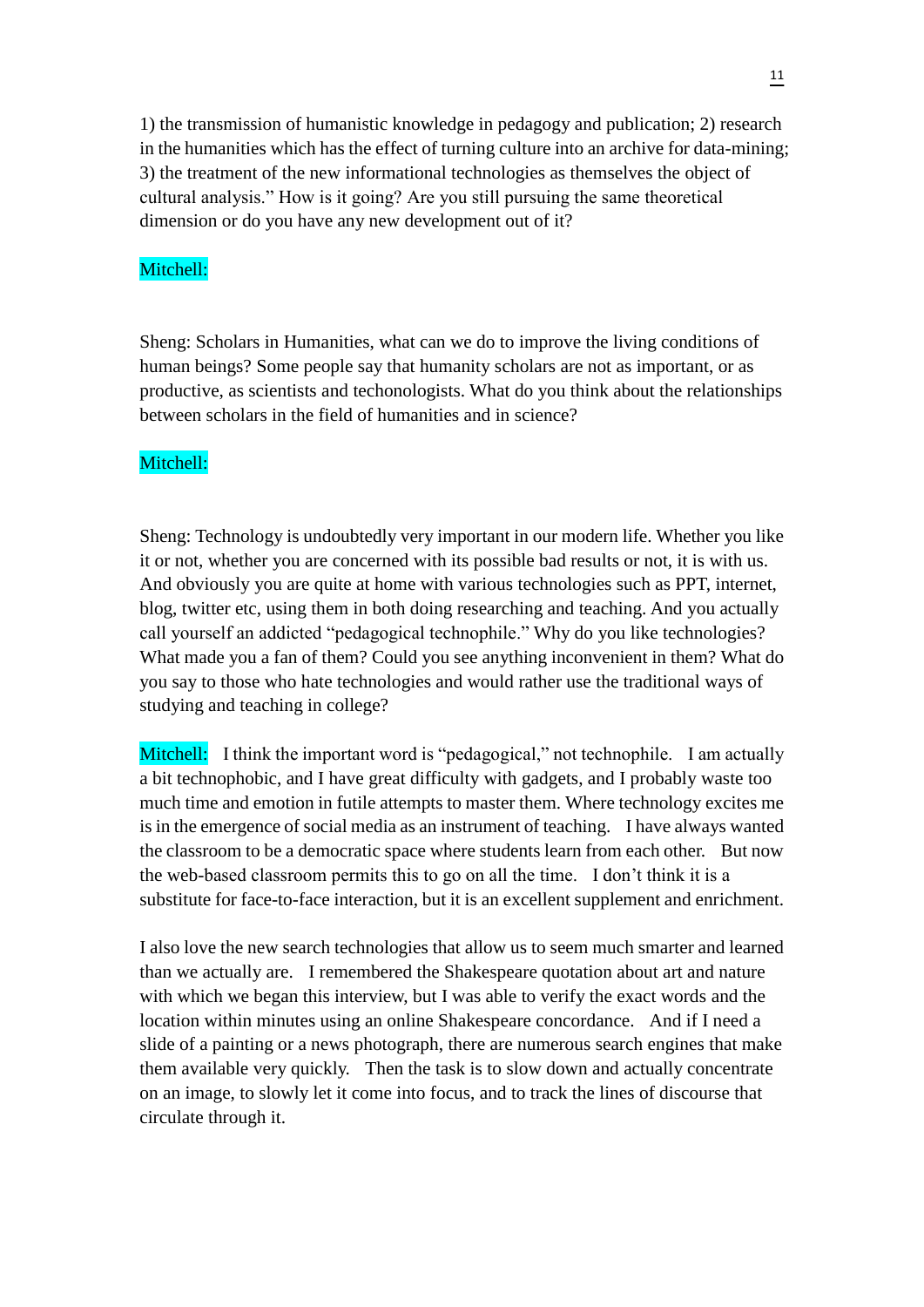1) the transmission of humanistic knowledge in pedagogy and publication; 2) research in the humanities which has the effect of turning culture into an archive for data-mining; 3) the treatment of the new informational technologies as themselves the object of cultural analysis." How is it going? Are you still pursuing the same theoretical dimension or do you have any new development out of it?

Mitchell:

Sheng: Scholars in Humanities, what can we do to improve the living conditions of human beings? Some people say that humanity scholars are not as important, or as productive, as scientists and techonologists. What do you think about the relationships between scholars in the field of humanities and in science?

Mitchell:

Sheng: Technology is undoubtedly very important in our modern life. Whether you like it or not, whether you are concerned with its possible bad results or not, it is with us. And obviously you are quite at home with various technologies such as PPT, internet, blog, twitter etc, using them in both doing researching and teaching. And you actually call yourself an addicted "pedagogical technophile." Why do you like technologies? What made you a fan of them? Could you see anything inconvenient in them? What do you say to those who hate technologies and would rather use the traditional ways of studying and teaching in college?

Mitchell: I think the important word is "pedagogical," not technophile. I am actually a bit technophobic, and I have great difficulty with gadgets, and I probably waste too much time and emotion in futile attempts to master them. Where technology excites me is in the emergence of social media as an instrument of teaching. I have always wanted the classroom to be a democratic space where students learn from each other. But now the web-based classroom permits this to go on all the time. I don't think it is a substitute for face-to-face interaction, but it is an excellent supplement and enrichment.

I also love the new search technologies that allow us to seem much smarter and learned than we actually are. I remembered the Shakespeare quotation about art and nature with which we began this interview, but I was able to verify the exact words and the location within minutes using an online Shakespeare concordance. And if I need a slide of a painting or a news photograph, there are numerous search engines that make them available very quickly. Then the task is to slow down and actually concentrate on an image, to slowly let it come into focus, and to track the lines of discourse that circulate through it.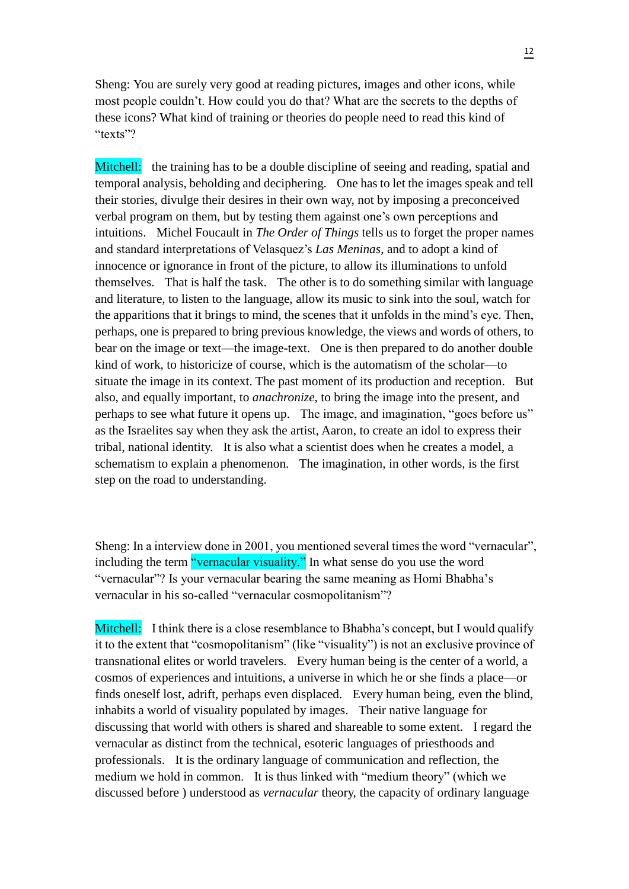Sheng: You are surely very good at reading pictures, images and other icons, while most people couldn't. How could you do that? What are the secrets to the depths of these icons? What kind of training or theories do people need to read this kind of "texts"?

Mitchell: the training has to be a double discipline of seeing and reading, spatial and temporal analysis, beholding and deciphering. One has to let the images speak and tell their stories, divulge their desires in their own way, not by imposing a preconceived verbal program on them, but by testing them against one's own perceptions and intuitions. Michel Foucault in *The Order of Things* tells us to forget the proper names and standard interpretations of Velasquez's *Las Meninas*, and to adopt a kind of innocence or ignorance in front of the picture, to allow its illuminations to unfold themselves. That is half the task. The other is to do something similar with language and literature, to listen to the language, allow its music to sink into the soul, watch for the apparitions that it brings to mind, the scenes that it unfolds in the mind's eye. Then, perhaps, one is prepared to bring previous knowledge, the views and words of others, to bear on the image or text—the image-text. One is then prepared to do another double kind of work, to historicize of course, which is the automatism of the scholar—to situate the image in its context. The past moment of its production and reception. But also, and equally important, to *anachronize*, to bring the image into the present, and perhaps to see what future it opens up. The image, and imagination, "goes before us" as the Israelites say when they ask the artist, Aaron, to create an idol to express their tribal, national identity. It is also what a scientist does when he creates a model, a schematism to explain a phenomenon. The imagination, in other words, is the first step on the road to understanding.

Sheng: In a interview done in 2001, you mentioned several times the word "vernacular", including the term "vernacular visuality." In what sense do you use the word "vernacular"? Is your vernacular bearing the same meaning as Homi Bhabha's vernacular in his so-called "vernacular cosmopolitanism"?

Mitchell: I think there is a close resemblance to Bhabha's concept, but I would qualify it to the extent that "cosmopolitanism" (like "visuality") is not an exclusive province of transnational elites or world travelers. Every human being is the center of a world, a cosmos of experiences and intuitions, a universe in which he or she finds a place—or finds oneself lost, adrift, perhaps even displaced. Every human being, even the blind, inhabits a world of visuality populated by images. Their native language for discussing that world with others is shared and shareable to some extent. I regard the vernacular as distinct from the technical, esoteric languages of priesthoods and professionals. It is the ordinary language of communication and reflection, the medium we hold in common. It is thus linked with "medium theory" (which we discussed before ) understood as *vernacular* theory, the capacity of ordinary language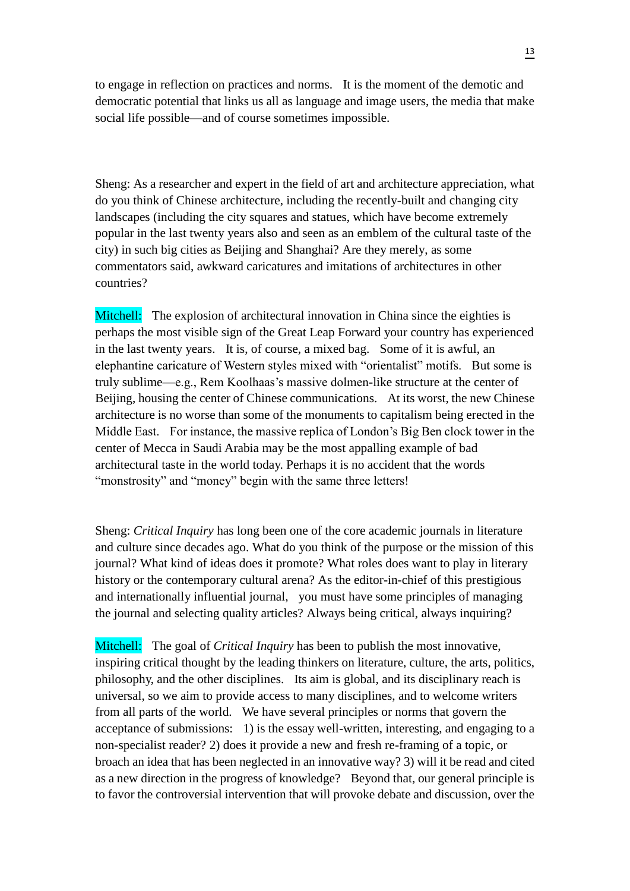to engage in reflection on practices and norms. It is the moment of the demotic and democratic potential that links us all as language and image users, the media that make social life possible—and of course sometimes impossible.

Sheng: As a researcher and expert in the field of art and architecture appreciation, what do you think of Chinese architecture, including the recently-built and changing city landscapes (including the city squares and statues, which have become extremely popular in the last twenty years also and seen as an emblem of the cultural taste of the city) in such big cities as Beijing and Shanghai? Are they merely, as some commentators said, awkward caricatures and imitations of architectures in other countries?

Mitchell: The explosion of architectural innovation in China since the eighties is perhaps the most visible sign of the Great Leap Forward your country has experienced in the last twenty years. It is, of course, a mixed bag. Some of it is awful, an elephantine caricature of Western styles mixed with "orientalist" motifs. But some is truly sublime—e.g., Rem Koolhaas's massive dolmen-like structure at the center of Beijing, housing the center of Chinese communications. At its worst, the new Chinese architecture is no worse than some of the monuments to capitalism being erected in the Middle East. For instance, the massive replica of London's Big Ben clock tower in the center of Mecca in Saudi Arabia may be the most appalling example of bad architectural taste in the world today. Perhaps it is no accident that the words "monstrosity" and "money" begin with the same three letters!

Sheng: *Critical Inquiry* has long been one of the core academic journals in literature and culture since decades ago. What do you think of the purpose or the mission of this journal? What kind of ideas does it promote? What roles does want to play in literary history or the contemporary cultural arena? As the editor-in-chief of this prestigious and internationally influential journal, you must have some principles of managing the journal and selecting quality articles? Always being critical, always inquiring?

Mitchell: The goal of *Critical Inquiry* has been to publish the most innovative, inspiring critical thought by the leading thinkers on literature, culture, the arts, politics, philosophy, and the other disciplines. Its aim is global, and its disciplinary reach is universal, so we aim to provide access to many disciplines, and to welcome writers from all parts of the world. We have several principles or norms that govern the acceptance of submissions: 1) is the essay well-written, interesting, and engaging to a non-specialist reader? 2) does it provide a new and fresh re-framing of a topic, or broach an idea that has been neglected in an innovative way? 3) will it be read and cited as a new direction in the progress of knowledge? Beyond that, our general principle is to favor the controversial intervention that will provoke debate and discussion, over the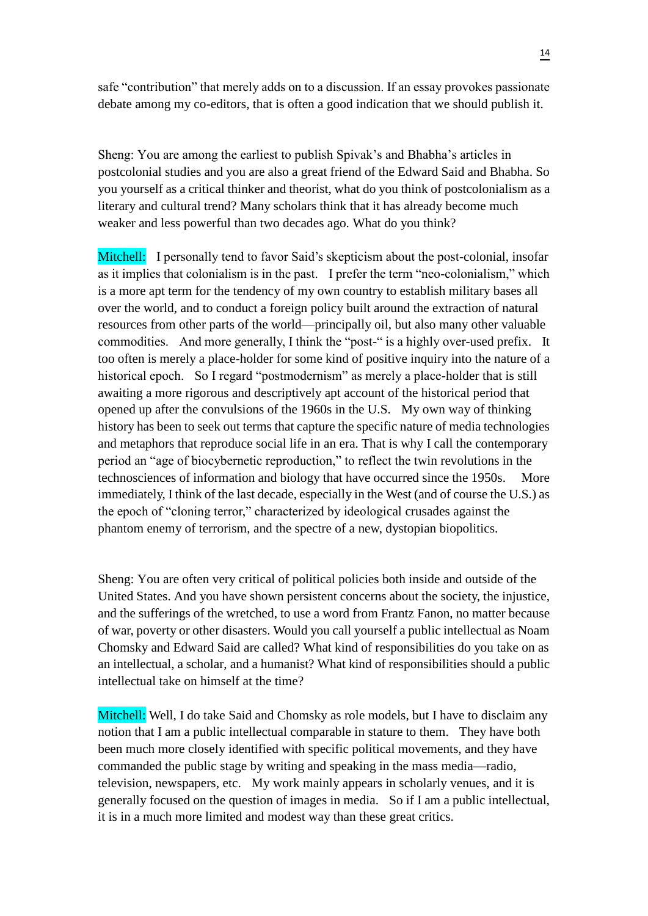safe "contribution" that merely adds on to a discussion. If an essay provokes passionate debate among my co-editors, that is often a good indication that we should publish it.

Sheng: You are among the earliest to publish Spivak's and Bhabha's articles in postcolonial studies and you are also a great friend of the Edward Said and Bhabha. So you yourself as a critical thinker and theorist, what do you think of postcolonialism as a literary and cultural trend? Many scholars think that it has already become much weaker and less powerful than two decades ago. What do you think?

Mitchell: I personally tend to favor Said's skepticism about the post-colonial, insofar as it implies that colonialism is in the past. I prefer the term "neo-colonialism," which is a more apt term for the tendency of my own country to establish military bases all over the world, and to conduct a foreign policy built around the extraction of natural resources from other parts of the world—principally oil, but also many other valuable commodities. And more generally, I think the "post-" is a highly over-used prefix. It too often is merely a place-holder for some kind of positive inquiry into the nature of a historical epoch. So I regard "postmodernism" as merely a place-holder that is still awaiting a more rigorous and descriptively apt account of the historical period that opened up after the convulsions of the 1960s in the U.S. My own way of thinking history has been to seek out terms that capture the specific nature of media technologies and metaphors that reproduce social life in an era. That is why I call the contemporary period an "age of biocybernetic reproduction," to reflect the twin revolutions in the technosciences of information and biology that have occurred since the 1950s. More immediately, I think of the last decade, especially in the West (and of course the U.S.) as the epoch of "cloning terror," characterized by ideological crusades against the phantom enemy of terrorism, and the spectre of a new, dystopian biopolitics.

Sheng: You are often very critical of political policies both inside and outside of the United States. And you have shown persistent concerns about the society, the injustice, and the sufferings of the wretched, to use a word from Frantz Fanon, no matter because of war, poverty or other disasters. Would you call yourself a public intellectual as Noam Chomsky and Edward Said are called? What kind of responsibilities do you take on as an intellectual, a scholar, and a humanist? What kind of responsibilities should a public intellectual take on himself at the time?

Mitchell: Well, I do take Said and Chomsky as role models, but I have to disclaim any notion that I am a public intellectual comparable in stature to them. They have both been much more closely identified with specific political movements, and they have commanded the public stage by writing and speaking in the mass media—radio, television, newspapers, etc. My work mainly appears in scholarly venues, and it is generally focused on the question of images in media. So if I am a public intellectual, it is in a much more limited and modest way than these great critics.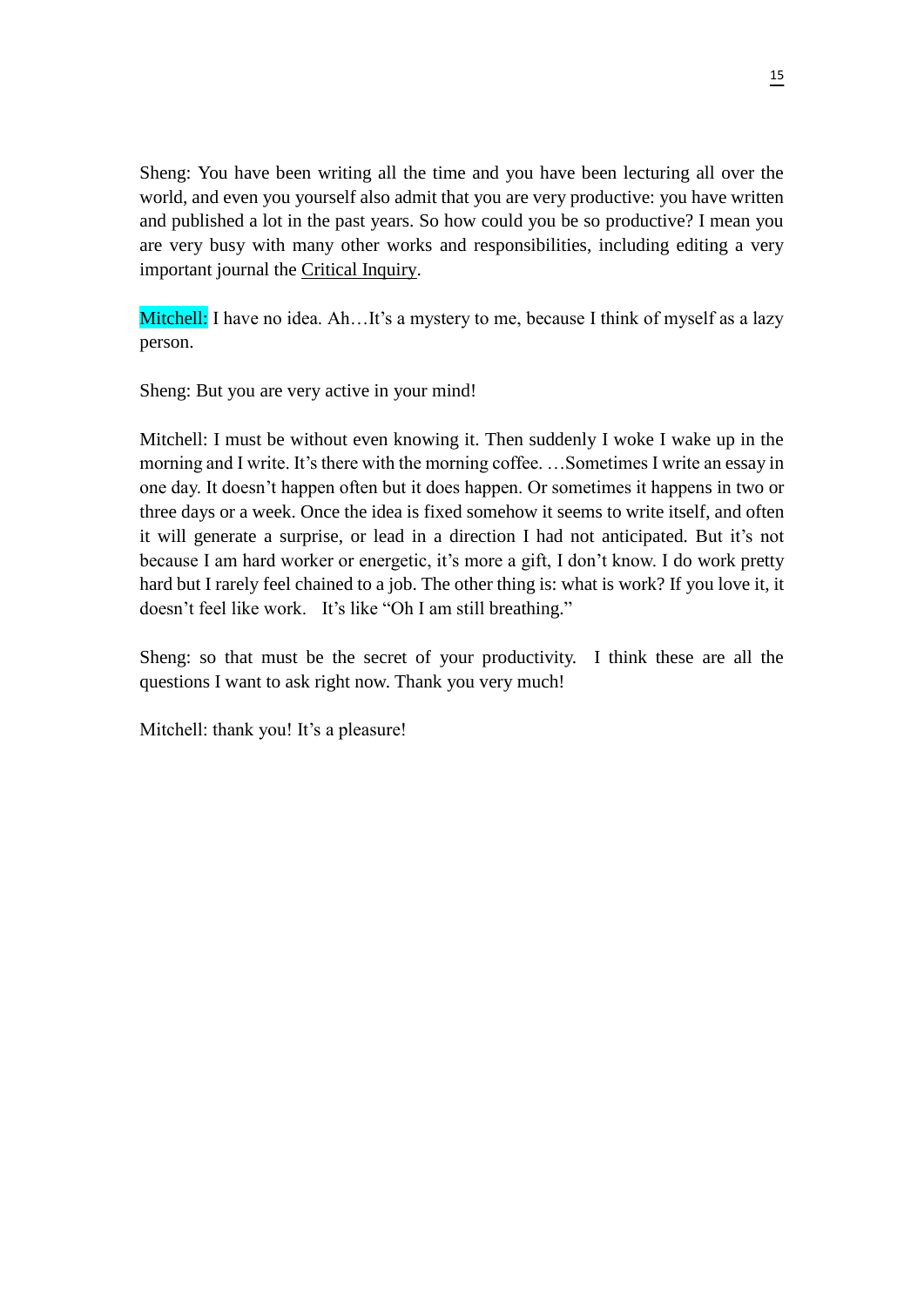Sheng: You have been writing all the time and you have been lecturing all over the world, and even you yourself also admit that you are very productive: you have written and published a lot in the past years. So how could you be so productive? I mean you are very busy with many other works and responsibilities, including editing a very important journal the Critical Inquiry.

Mitchell: I have no idea. Ah…It's a mystery to me, because I think of myself as a lazy person.

Sheng: But you are very active in your mind!

Mitchell: I must be without even knowing it. Then suddenly I woke I wake up in the morning and I write. It's there with the morning coffee. …Sometimes I write an essay in one day. It doesn't happen often but it does happen. Or sometimes it happens in two or three days or a week. Once the idea is fixed somehow it seems to write itself, and often it will generate a surprise, or lead in a direction I had not anticipated. But it's not because I am hard worker or energetic, it's more a gift, I don't know. I do work pretty hard but I rarely feel chained to a job. The other thing is: what is work? If you love it, it doesn't feel like work. It's like "Oh I am still breathing."

Sheng: so that must be the secret of your productivity. I think these are all the questions I want to ask right now. Thank you very much!

Mitchell: thank you! It's a pleasure!